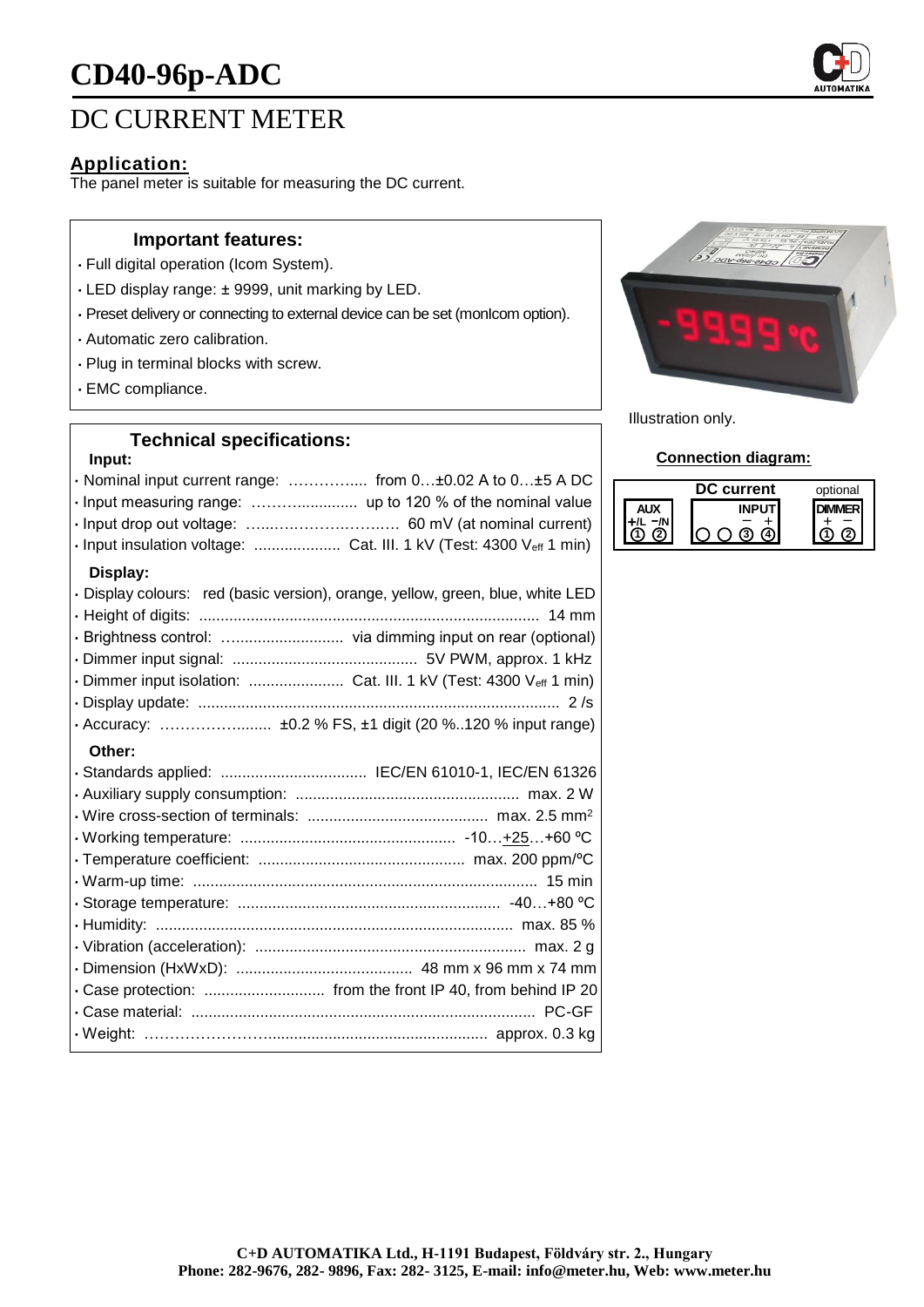# CD40-96p-ADC

## DC CURRENT METER

### Application:

The panel meter is suitable for measuring the DC current.

### Important features:

- Full digital operation (Icom System).
- LED display range: ± 9999, unit marking by LED.
- Preset delivery or connecting to external device can be set (monIcom option).
- Automatic zero calibration.
- Plug in terminal blocks with screw.
- EMC compliance.

Illustration only.

### Technical specifications:

**Input:**

- Nominal input current range: ................ from 0…±0.02 A to 0…±5 A DC
- Input measuring range: ....................... up to 120 % of the nominal value
- Input drop out voltage: ................................ 60 mV (at nominal current)
- Input insulation voltage: .................... Cat. III. 1 kV (Test: 4300 $V_{eff}$ 1 min)

**Display:**

- Display colours: red (basic version), orange, yellow, green, blue, white LED
- Height of digits: ............................................................................... 14 mm
- Brightness control: ............................ via dimming input on rear (optional)
- Dimmer input signal: ........................................... 5V PWM, approx. 1 kHz
- Dimmer input isolation: ...................... Cat. III. 1 kV (Test: 4300 $V_{eff}$ 1 min)
- Display update: .................................................................................... 2 /s
- Accuracy: ........................... ±0.2 % FS, ±1 digit (20 %..120 % input range)

**Other:**

- Standards applied: .................................. IEC/EN 61010-1, IEC/EN 61326
- Auxiliary supply consumption: .................................................... max. 2 W
- Wire cross-section of terminals: .......................................... max. 2.5 mm²
- Working temperature: .................................................. -10…+25…+60 ºC
- Temperature coefficient: ................................................ max. 200 ppm/ºC
- Warm-up time: ................................................................................ 15 min
- Storage temperature: ............................................................ -40…+80 ºC
- Humidity: ................................................................................... max. 85 %
- Vibration (acceleration): ............................................................... max. 2 g
- Dimension (HxWxD): ......................................... 48 mm x 96 mm x 74 mm
- Case protection: ............................ from the front IP 40, from behind IP 20
- Case material: ................................................................................ PC-GF
- Weight: .......................................................................... approx. 0.3 kg

### Connection diagram:

| AUX | | DC current INPUT | | | | optional DIMMER | |
|---|---|---|---|---|---|---|---|
| +/L | −/N | | | − | + | + | − |
| 1 | 2 | ○ | ○ | 3 | 4 | 1 | 2 |

**C+D AUTOMATIKA Ltd., H-1191 Budapest, Földváry str. 2., Hungary**
**Phone: 282-9676, 282- 9896, Fax: 282- 3125, E-mail: info@meter.hu, Web: www.meter.hu**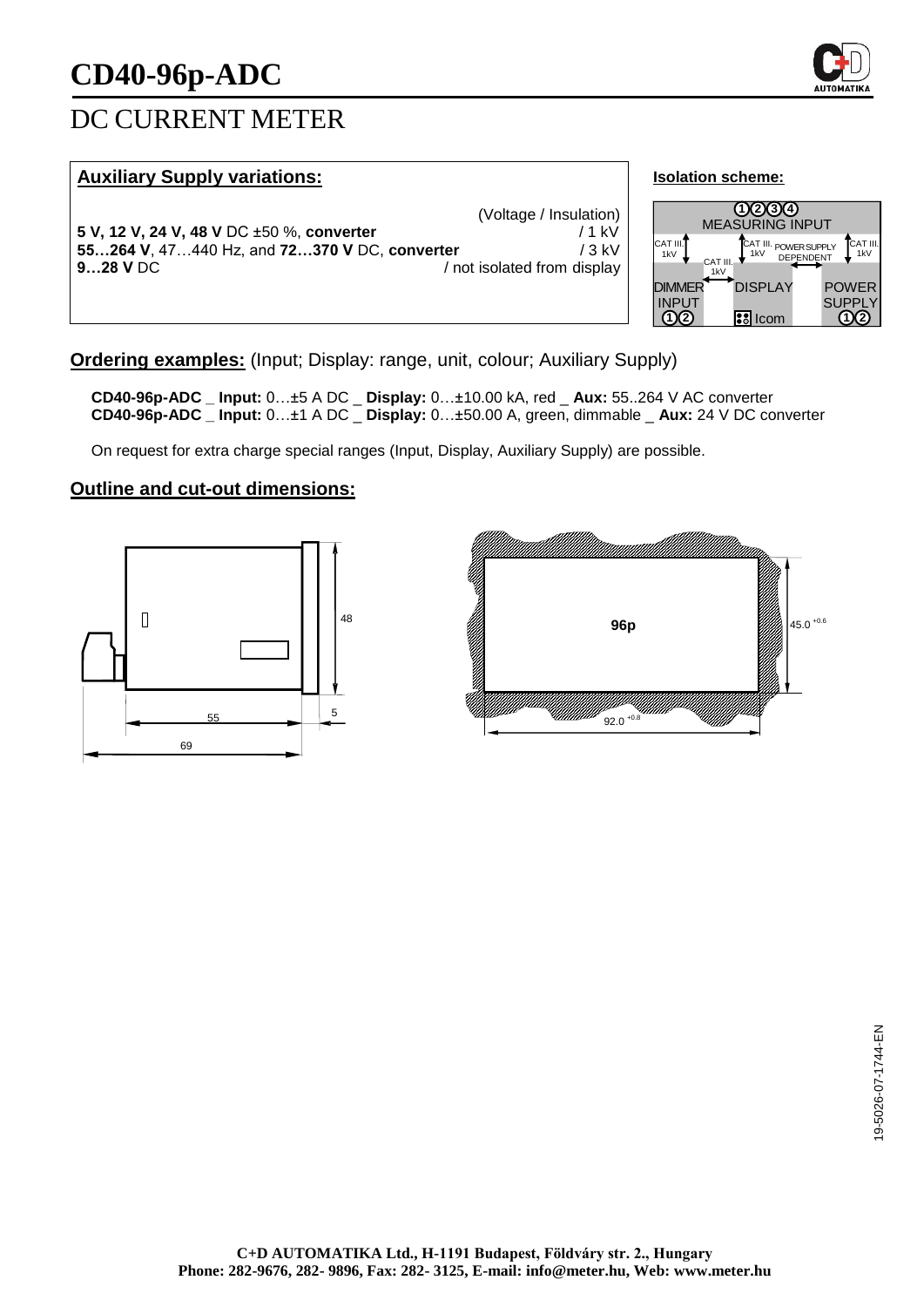# CD40-96p-ADC

## DC CURRENT METER

### Auxiliary Supply variations:

(Voltage / Insulation)

| | |
|---|---|
| **5 V, 12 V, 24 V, 48 V** DC ±50 %, **converter** | / 1 kV |
| **55…264 V**, 47…440 Hz, and **72…370 V** DC, **converter** | / 3 kV |
| **9…28 V** DC | / not isolated from display |

### Isolation scheme:

①②③④
MEASURING INPUT

CAT III. 1kV
CAT III. 1kV
CAT III. 1kV
POWER SUPPLY DEPENDENT
CAT III. 1kV

DIMMER INPUT ①②
DISPLAY
Icom
POWER SUPPLY ①②

### Ordering examples: (Input; Display: range, unit, colour; Auxiliary Supply)

**CD40-96p-ADC _ Input:** 0…±5 A DC _ **Display:** 0…±10.00 kA, red _ **Aux:** 55..264 V AC converter
**CD40-96p-ADC _ Input:** 0…±1 A DC _ **Display:** 0…±50.00 A, green, dimmable _ **Aux:** 24 V DC converter

On request for extra charge special ranges (Input, Display, Auxiliary Supply) are possible.

### Outline and cut-out dimensions:

48
5
55
69

96p
45.0 +0.6
92.0 +0.8

19-5026-07-1744-EN

**C+D AUTOMATIKA Ltd., H-1191 Budapest, Földváry str. 2., Hungary**
**Phone: 282-9676, 282- 9896, Fax: 282- 3125, E-mail: info@meter.hu, Web: www.meter.hu**